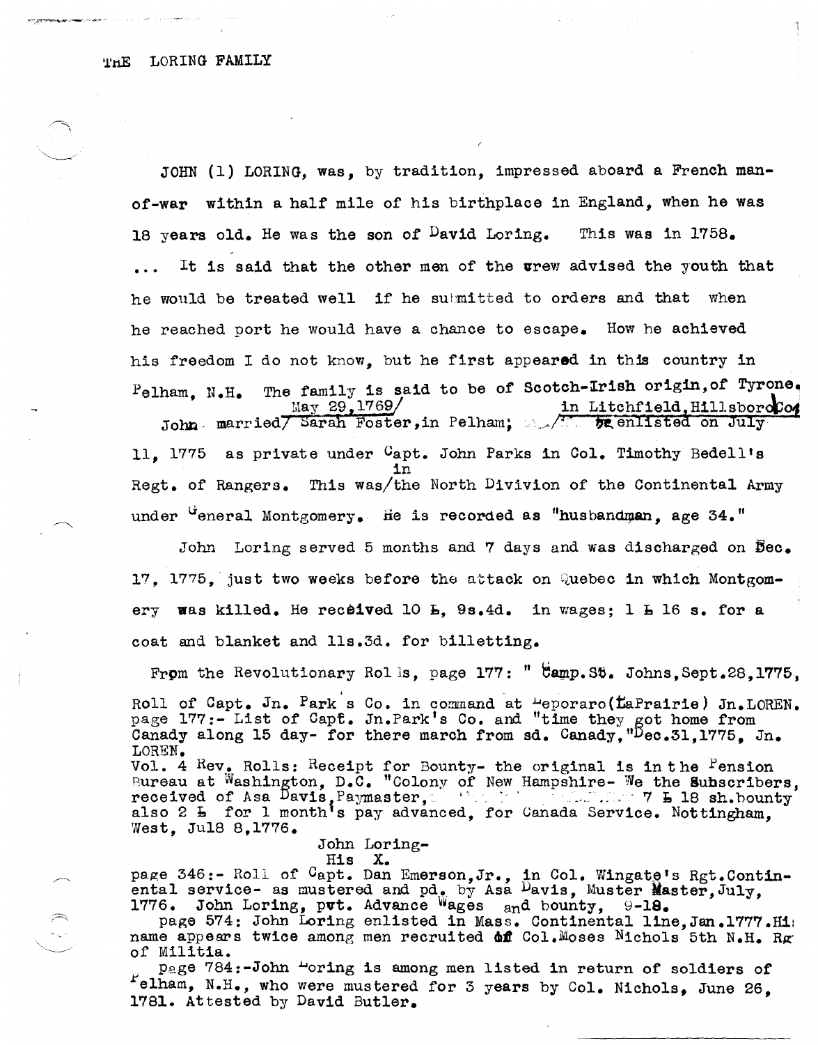# THE LORING FAMILY

JOHN (1) LORING, was, by tradition, impressed aboard a French man-of-war within a half mile of his birthplace in England, when he was 18 years old. He was the son of David Loring. This was in 1758. ... It is said that the other men of the crew advised the youth that he would be treated well if he submitted to orders and that when he reached port he would have a chance to escape. How he achieved his freedom I do not know, but he first appeared in this country in Pelham, N.H. The family is said to be of Scotch-Irish origin, of Tyrone. John married May 29, 1769/ Sarah Foster, in Pelham; in Litchfield, Hillsboro Co. he enlisted on July 11, 1775 as private under Capt. John Parks in Col. Timothy Bedell's Regt. of Rangers. This was in the North Divivion of the Continental Army under General Montgomery. He is recorded as "husbandman, age 34."

John Loring served 5 months and 7 days and was discharged on Dec. 17, 1775, just two weeks before the attack on Quebec in which Montgomery was killed. He received 10 £, 9s.4d. in wages; 1 £ 16 s. for a coat and blanket and 11s.3d. for billetting.

From the Revolutionary Rolls, page 177: " Camp.St. Johns, Sept.28,1775, Roll of Capt. Jn. Park's Co. in command at Leporaro(LaPrairie) Jn.LOREN. page 177:- List of Capt. Jn.Park's Co. and "time they got home from Canady along 15 day- for there march from sd. Canady,"Dec.31,1775, Jn. LOREN.

Vol. 4 Rev. Rolls: Receipt for Bounty- the original is in the Pension Bureau at Washington, D.C. "Colony of New Hampshire- We the Subscribers, received of Asa Davis, Paymaster, ... 7 £ 18 sh.bounty also 2 £ for 1 month's pay advanced, for Canada Service. Nottingham, West, Jul8 8,1776.

John Loring-
His X.

page 346:- Roll of Capt. Dan Emerson,Jr., in Col. Wingate's Rgt.Continental service- as mustered and pd. by Asa Davis, Muster Master, July, 1776. John Loring, pvt. Advance Wages and bounty, 9-18.

page 574: John Loring enlisted in Mass. Continental line, Jan.1777. His name appears twice among men recruited of Col. Moses Nichols 5th N.H. Rgt of Militia.

page 784:-John Loring is among men listed in return of soldiers of Pelham, N.H., who were mustered for 3 years by Col. Nichols, June 26, 1781. Attested by David Butler.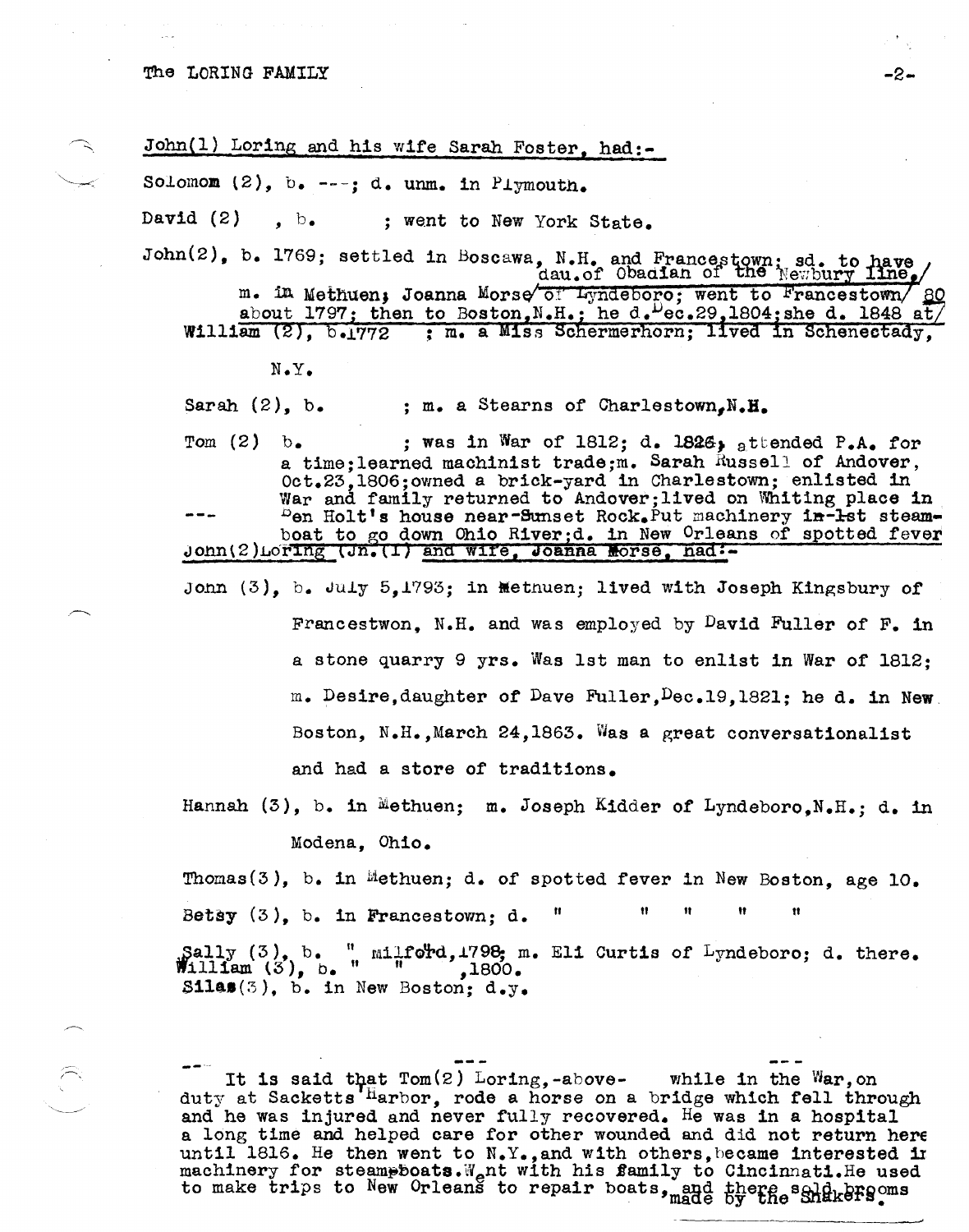John(1) Loring and his wife Sarah Foster, had:-

Solomom (2), b. ---; d. unm. in Plymouth.

David (2) , b. ; went to New York State.

John(2), b. 1769; settled in Boscawa, N.H. and Francestown; sd. to have dau.of Obadian of the Newbury line, m. in Methuen; Joanna Morse of Lyndeboro; went to Francestown about 1797; then to Boston,N.H.; he d.Dec.29,1804; she d. 1848 at 80

William (2), b.1772 ; m. a Miss Schermerhorn; lived in Schenectady, N.Y.

Sarah (2), b. ; m. a Stearns of Charlestown,N.H.

Tom (2) b. ; was in War of 1812; d. 1826, attended P.A. for a time; learned machinist trade; m. Sarah Russell of Andover, Oct.23,1806; owned a brick-yard in Charlestown; enlisted in War and family returned to Andover; lived on Whiting place in Ben Holt's house near Sunset Rock. Put machinery in 1st steamboat to go down Ohio River; d. in New Orleans of spotted fever ---

John(2)Loring (Jn.(1) and wife, Joanna Morse, had:-

John (3), b. July 5,1793; in Methuen; lived with Joseph Kingsbury of Francestwon, N.H. and was employed by David Fuller of F. in a stone quarry 9 yrs. Was 1st man to enlist in War of 1812; m. Desire,daughter of Dave Fuller,Dec.19,1821; he d. in New Boston, N.H.,March 24,1863. Was a great conversationalist and had a store of traditions.

Hannah (3), b. in Methuen; m. Joseph Kidder of Lyndeboro,N.H.; d. in Modena, Ohio.

Thomas(3), b. in Methuen; d. of spotted fever in New Boston, age 10.

Betsy (3), b. in Francestown; d. " " " " "

Sally (3), b. " Milford,1798; m. Eli Curtis of Lyndeboro; d. there.
William (3), b. " " ,1800.
Silas(3), b. in New Boston; d.y.

--- --- ---

It is said that Tom(2) Loring,-above- while in the War, on duty at Sacketts Harbor, rode a horse on a bridge which fell through and he was injured and never fully recovered. He was in a hospital a long time and helped care for other wounded and did not return here until 1816. He then went to N.Y., and with others, became interested in machinery for steamboats. Went with his family to Cincinnati. He used to make trips to New Orleans to repair boats, and there sold brooms made by the Shakers.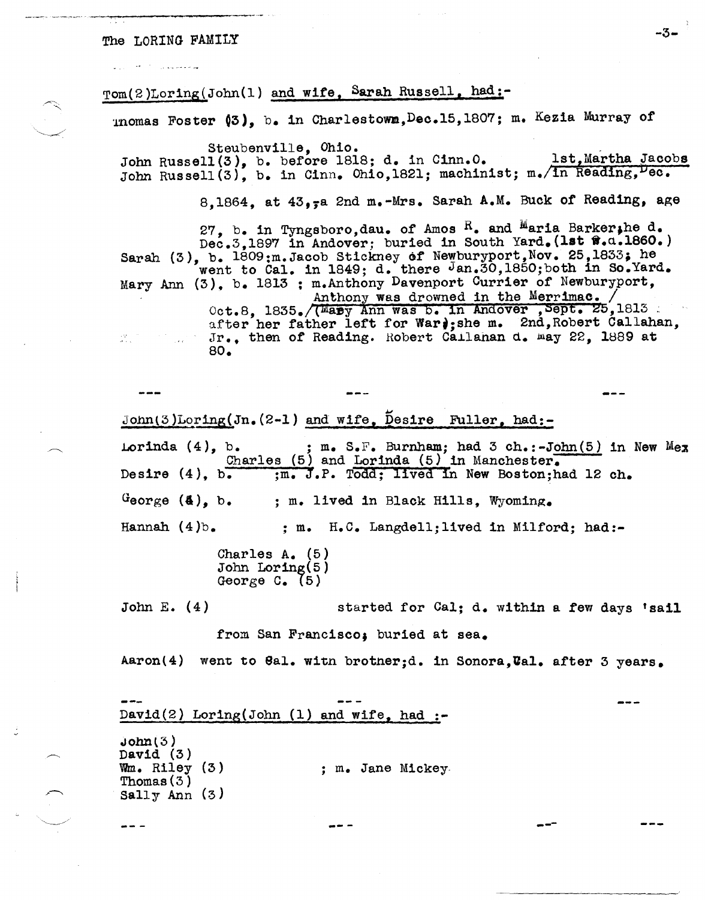Tom(2)Loring(John(1) and wife, Sarah Russell, had:-

Thomas Foster (3), b. in Charlestown, Dec.15,1807; m. Kezia Murray of Steubenville, Ohio.

John Russell(3), b. before 1818; d. in Cinn.O.

John Russell(3), b. in Cinn. Ohio,1821; machinist; m./1st, Martha Jacobs in Reading, Dec. 8,1864, at 43,-a 2nd m.-Mrs. Sarah A.M. Buck of Reading, age 27, b. in Tyngsboro, dau. of Amos R. and Maria Barker; he d. Dec.3,1897 in Andover; buried in South Yard. (1st w.d.1860.)

Sarah (3), b. 1809; m. Jacob Stickney of Newburyport, Nov. 25,1833; he went to Cal. in 1849; d. there Jan.30,1850; both in So.Yard.

Mary Ann (3), b. 1813 ; m. Anthony Davenport Currier of Newburyport, Oct.8, 1835./Anthony was drowned in the Merrimac. /(Mary Ann was b. in Andover ,Sept. 25,1813 after her father left for War); she m. 2nd, Robert Callahan, Jr., then of Reading. Robert Callahan d. May 22, 1889 at 80.

--- --- ---

John(3)Loring(Jn.(2-1) and wife, Desire Fuller, had:-

Lorinda (4), b. ; m. S.F. Burnham; had 3 ch.:-John(5) in New Mex Charles (5) and Lorinda (5) in Manchester.

Desire (4), b. ;m. J.P. Todd; lived in New Boston; had 12 ch.

George (4), b. ; m. lived in Black Hills, Wyoming.

Hannah (4)b. ; m. H.C. Langdell; lived in Milford; had:-

Charles A. (5)
John Loring(5)
George C. (5)

John E. (4) started for Cal; d. within a few days 'sail from San Francisco; buried at sea.

Aaron(4) went to Cal. with brother; d. in Sonora, Cal. after 3 years.

--- --- ---

David(2) Loring(John (1) and wife, had :-

John(3)
David (3)
Wm. Riley (3) ; m. Jane Mickey
Thomas(3)
Sally Ann (3)

--- --- --- ---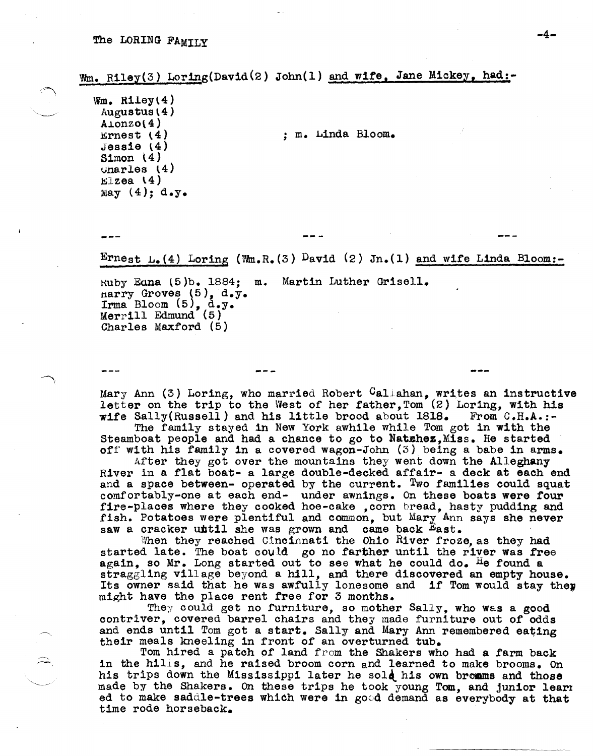Wm. Riley(3) Loring(David(2) John(1) and wife, Jane Mickey, had:-

Wm. Riley(4)
Augustus(4)
Alonzo(4)
Ernest (4) ; m. Linda Bloom.
Jessie (4)
Simon (4)
Charles (4)
Elzea (4)
May (4); d.y.

--- --- ---

Ernest L.(4) Loring (Wm.R.(3) David (2) Jn.(1) and wife Linda Bloom:-

Ruby Edna (5)b. 1884; m. Martin Luther Grisell.
Harry Groves (5), d.y.
Irma Bloom (5), d.y.
Merrill Edmund (5)
Charles Maxford (5)

--- --- ---

Mary Ann (3) Loring, who married Robert Callahan, writes an instructive letter on the trip to the West of her father, Tom (2) Loring, with his wife Sally(Russell) and his little brood about 1818. From C.H.A.:-

The family stayed in New York awhile while Tom got in with the Steamboat people and had a chance to go to Natchez,Miss. He started off with his family in a covered wagon-John (3) being a babe in arms.

After they got over the mountains they went down the Alleghany River in a flat boat- a large double-decked affair- a deck at each end and a space between- operated by the current. Two families could squat comfortably-one at each end- under awnings. On these boats were four fire-places where they cooked hoe-cake ,corn bread, hasty pudding and fish. Potatoes were plentiful and common, but Mary Ann says she never saw a cracker until she was grown and came back East.

When they reached Cincinnati the Ohio River froze, as they had started late. The boat could go no farther until the river was free again, so Mr. Long started out to see what he could do. He found a straggling village beyond a hill, and there discovered an empty house. Its owner said that he was awfully lonesome and if Tom would stay they might have the place rent free for 3 months.

They could get no furniture, so mother Sally, who was a good contriver, covered barrel chairs and they made furniture out of odds and ends until Tom got a start. Sally and Mary Ann remembered eating their meals kneeling in front of an overturned tub.

Tom hired a patch of land from the Shakers who had a farm back in the hills, and he raised broom corn and learned to make brooms. On his trips down the Mississippi later he sold his own brooms and those made by the Shakers. On these trips he took young Tom, and junior learned to make saddle-trees which were in good demand as everybody at that time rode horseback.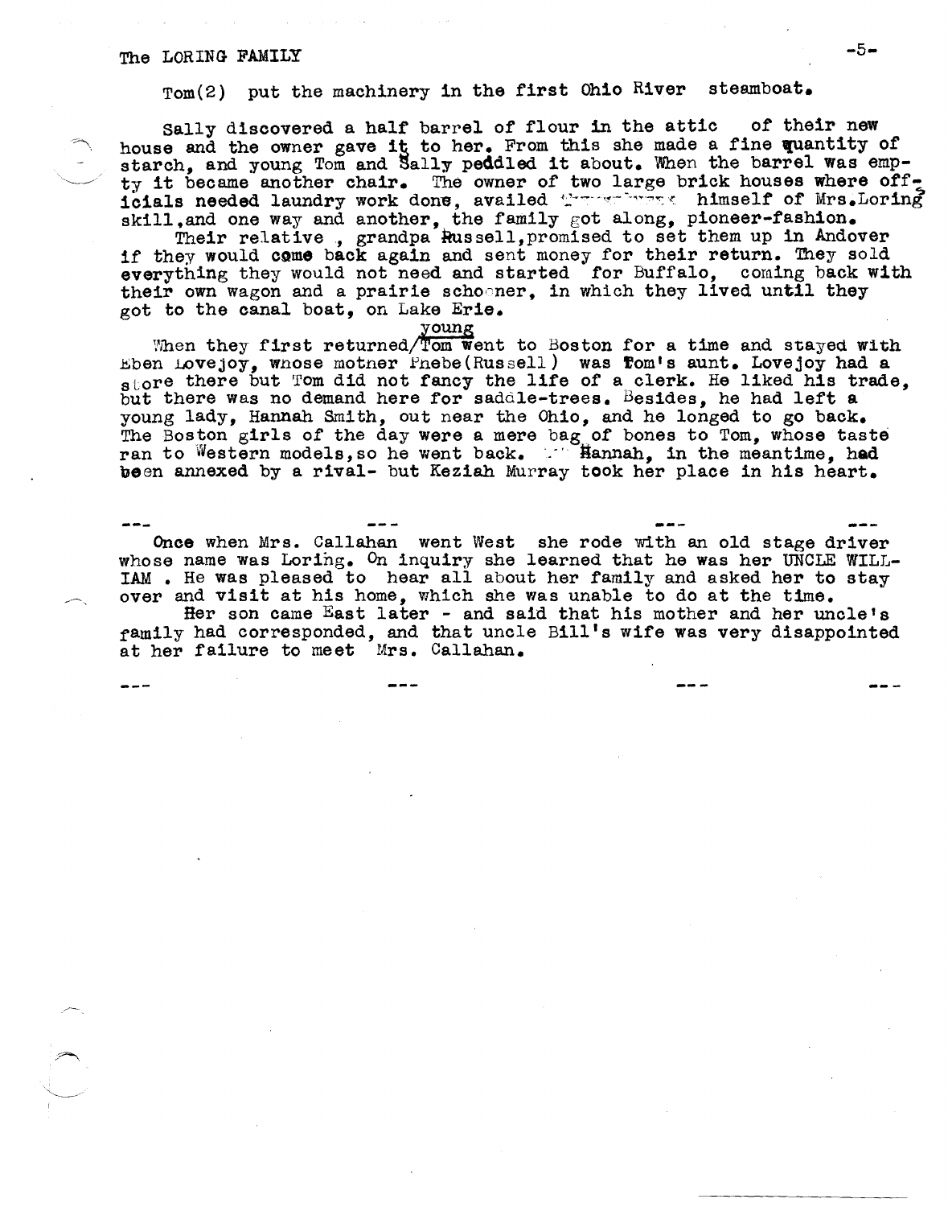Tom(2) put the machinery in the first Ohio River steamboat.

Sally discovered a half barrel of flour in the attic of their new house and the owner gave it to her. From this she made a fine quantity of starch, and young Tom and Sally peddled it about. When the barrel was empty it became another chair. The owner of two large brick houses where officials needed laundry work done, availed himself of Mrs.Lorings skill,and one way and another, the family got along, pioneer-fashion.

Their relative , grandpa Russell,promised to set them up in Andover if they would come back again and sent money for their return. They sold everything they would not need and started for Buffalo, coming back with their own wagon and a prairie schooner, in which they lived until they got to the canal boat, on Lake Erie.

When they first returned young Tom went to Boston for a time and stayed with Eben Lovejoy, whose mother Phebe(Russell) was Tom's aunt. Lovejoy had a store there but Tom did not fancy the life of a clerk. He liked his trade, but there was no demand here for saddle-trees. Besides, he had left a young lady, Hannah Smith, out near the Ohio, and he longed to go back. The Boston girls of the day were a mere bag of bones to Tom, whose taste ran to Western models,so he went back. Hannah, in the meantime, had been annexed by a rival- but Keziah Murray took her place in his heart.

--- --- --- ---

Once when Mrs. Callahan went West she rode with an old stage driver whose name was Loring. On inquiry she learned that he was her UNCLE WILLIAM . He was pleased to hear all about her family and asked her to stay over and visit at his home, which she was unable to do at the time.

Her son came East later - and said that his mother and her uncle's family had corresponded, and that uncle Bill's wife was very disappointed at her failure to meet Mrs. Callahan.

--- --- --- ---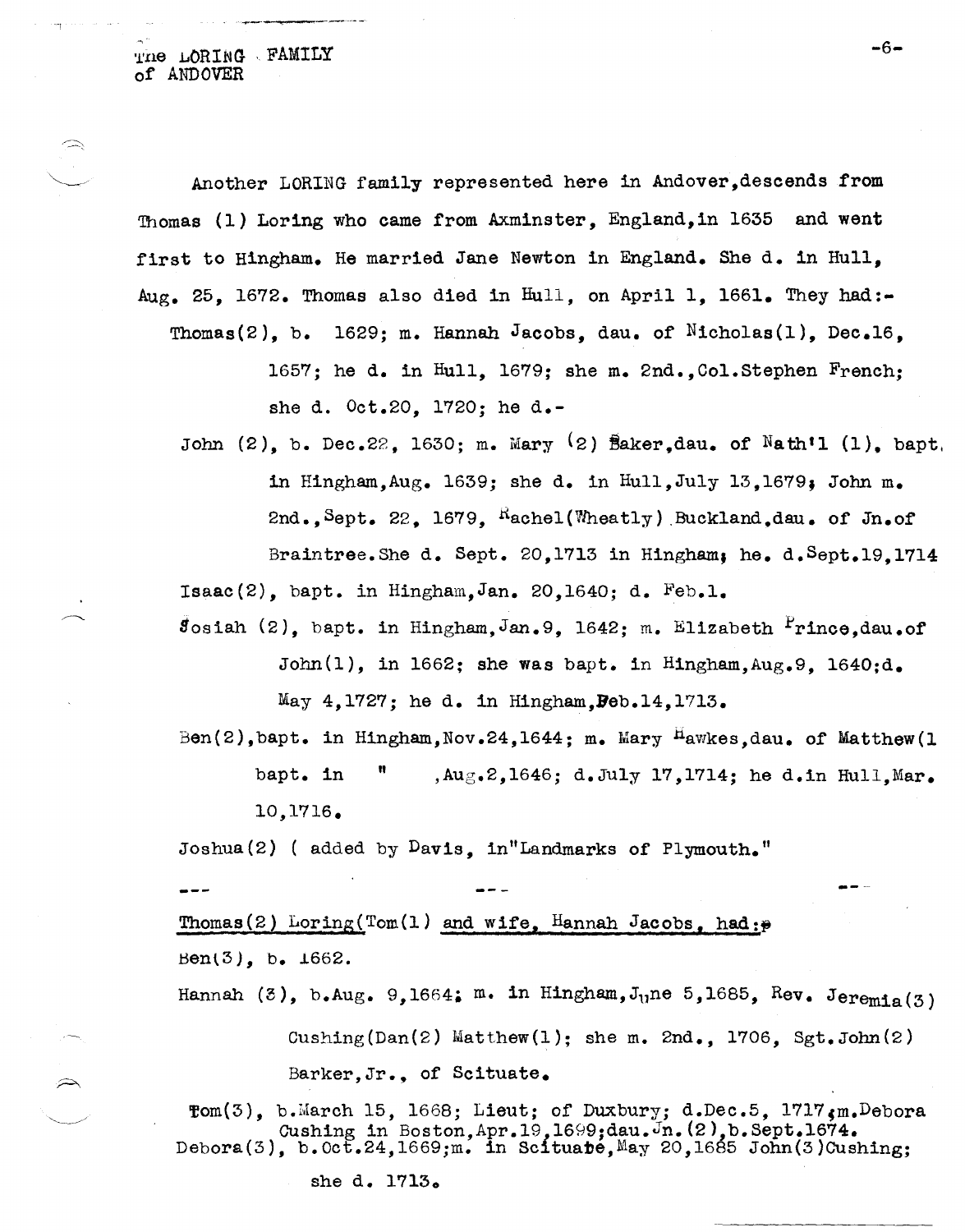Another LORING family represented here in Andover, descends from Thomas (1) Loring who came from Axminster, England, in 1635 and went first to Hingham. He married Jane Newton in England. She d. in Hull, Aug. 25, 1672. Thomas also died in Hull, on April 1, 1661. They had:-

Thomas(2), b. 1629; m. Hannah Jacobs, dau. of Nicholas(1), Dec.16, 1657; he d. in Hull, 1679; she m. 2nd., Col. Stephen French; she d. Oct.20, 1720; he d.-

John (2), b. Dec.22, 1630; m. Mary (2) Baker, dau. of Nath'l (1), bapt. in Hingham, Aug. 1639; she d. in Hull, July 13, 1679; John m. 2nd., Sept. 22, 1679, Rachel(Wheatly) Buckland, dau. of Jn. of Braintree. She d. Sept. 20, 1713 in Hingham; he. d. Sept.19, 1714

Isaac(2), bapt. in Hingham, Jan. 20, 1640; d. Feb.1.

Josiah (2), bapt. in Hingham, Jan.9, 1642; m. Elizabeth Prince, dau. of John(1), in 1662; she was bapt. in Hingham, Aug.9, 1640; d. May 4, 1727; he d. in Hingham, Feb.14, 1713.

Ben(2), bapt. in Hingham, Nov.24, 1644; m. Mary Hawkes, dau. of Matthew(1 bapt. in " , Aug.2, 1646; d. July 17, 1714; he d. in Hull, Mar. 10, 1716.

Joshua(2) ( added by Davis, in "Landmarks of Plymouth."

--- --- ---

Thomas(2) Loring(Tom(1) and wife, Hannah Jacobs, had:-

Ben(3), b. 1662.

Hannah (3), b. Aug. 9, 1664; m. in Hingham, June 5, 1685, Rev. Jeremia(3) Cushing(Dan(2) Matthew(1); she m. 2nd., 1706, Sgt. John(2) Barker, Jr., of Scituate.

Tom(3), b. March 15, 1668; Lieut; of Duxbury; d. Dec.5, 1717; m. Debora Cushing in Boston, Apr.19, 1699; dau. Jn. (2), b. Sept. 1674.

Debora(3), b. Oct.24, 1669; m. in Scituate, May 20, 1685 John(3) Cushing; she d. 1713.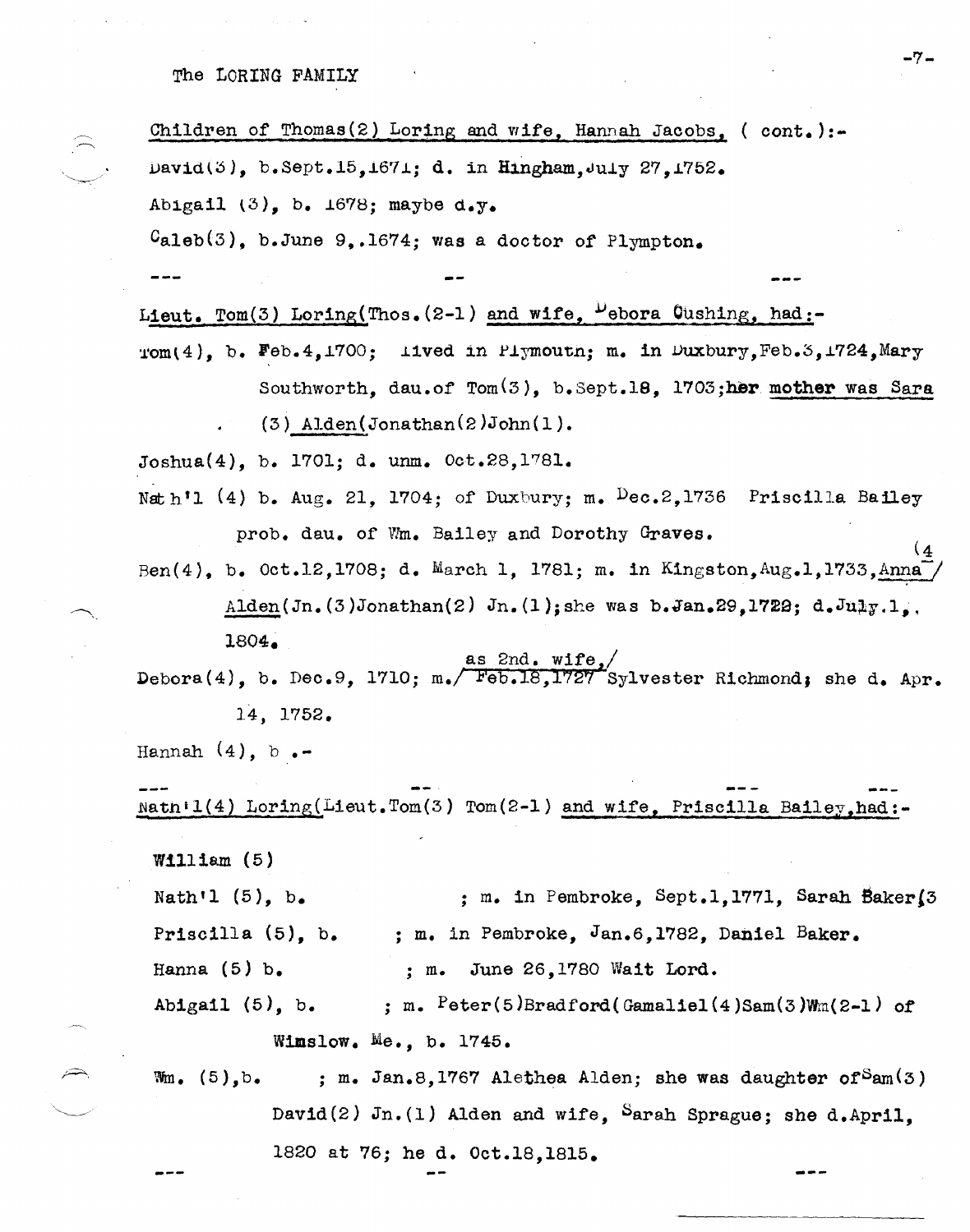Children of Thomas(2) Loring and wife, Hannah Jacobs, ( cont.):-

David(3), b.Sept.15,1671; d. in Hingham,July 27,1752.

Abigail (3), b. 1678; maybe d.y.

Caleb(3), b.June 9,.1674; was a doctor of Plympton.

--- -- ---

Lieut. Tom(3) Loring(Thos.(2-1) and wife, Debora Cushing, had:-

Tom(4), b. Feb.4,1700; lived in Plymouth; m. in Duxbury,Feb.3,1724,Mary Southworth, dau.of Tom(3), b.Sept.18, 1703;her mother was Sara (3) Alden(Jonathan(2)John(1).

Joshua(4), b. 1701; d. unm. Oct.28,1781.

Nath'l (4) b. Aug. 21, 1704; of Duxbury; m. Dec.2,1736 Priscilla Bailey prob. dau. of Wm. Bailey and Dorothy Graves.

Ben(4), b. Oct.12,1708; d. March 1, 1781; m. in Kingston,Aug.1,1733,Anna(4) Alden(Jn.(3)Jonathan(2) Jn.(1);she was b.Jan.29,1722; d.July.1,. 1804.

Debora(4), b. Dec.9, 1710; m. as 2nd. wife, Feb.18,1727 Sylvester Richmond; she d. Apr. 14, 1752.

Hannah (4), b .-

--- -- --- ---

Nathl(4) Loring(Lieut.Tom(3) Tom(2-1) and wife, Priscilla Bailey,had:-

William (5)

Nath'l (5), b. ; m. in Pembroke, Sept.1,1771, Sarah Baker(3

Priscilla (5), b. ; m. in Pembroke, Jan.6,1782, Daniel Baker.

Hanna (5) b. ; m. June 26,1780 Wait Lord.

Abigail (5), b. ; m. Peter(5)Bradford(Gamaliel(4)Sam(3)Wm(2-1) of Winslow. Me., b. 1745.

Wm. (5),b. ; m. Jan.8,1767 Alethea Alden; she was daughter of Sam(3) David(2) Jn.(1) Alden and wife, Sarah Sprague; she d.April, 1820 at 76; he d. Oct.18,1815.

--- -- ---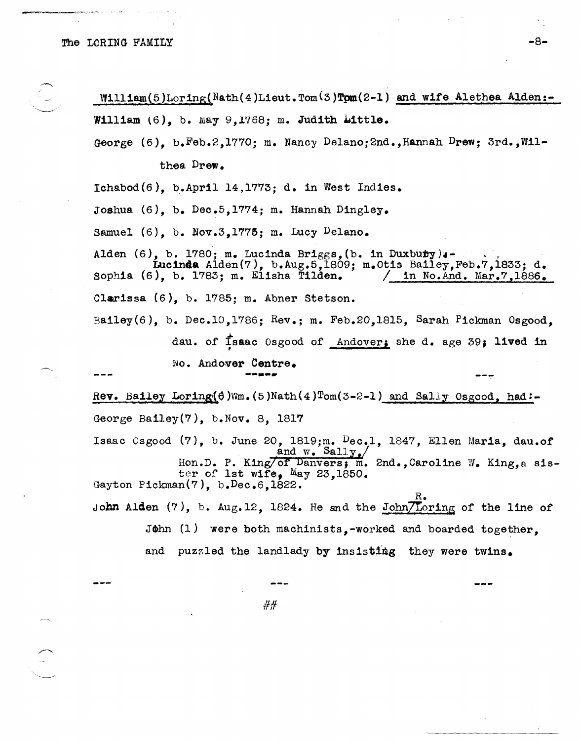William(5)Loring(Nath(4)Lieut.Tom(3)Tom(2-1) and wife Alethea Alden:-

William (6), b. May 9,1768; m. Judith Little.

George (6), b.Feb.2,1770; m. Nancy Delano;2nd.,Hannah Drew; 3rd.,Wilthea Drew.

Ichabod(6), b.April 14,1773; d. in West Indies.

Joshua (6), b. Dec.5,1774; m. Hannah Dingley.

Samuel (6), b. Nov.3,1775; m. Lucy Delano.

Alden (6), b. 1780; m. Lucinda Briggs,(b. in Duxbury):-
Lucinda Alden(7), b.Aug.5,1809; m.Otis Bailey,Feb.7,1833; d. in No.And. Mar.7,1886.

Sophia (6), b. 1783; m. Elisha Tilden.

Clarissa (6), b. 1785; m. Abner Stetson.

Bailey(6), b. Dec.10,1786; Rev.; m. Feb.20,1815, Sarah Pickman Osgood, dau. of Isaac Osgood of Andover; she d. age 39; lived in No. Andover Centre.

--- ----- ---

Rev. Bailey Loring(6)Wm.(5)Nath(4)Tom(3-2-1) and Sally Osgood, had:-

George Bailey(7), b.Nov. 8, 1817

Isaac Osgood (7), b. June 20, 1819;m. Dec.1, 1847, Ellen Maria, dau.of Hon.D. P. King and w. Sally, of Danvers; m. 2nd.,Caroline W. King,a sister of 1st wife, May 23,1850.

Gayton Pickman(7), b.Dec.6,1822.

John Alden (7), b. Aug.12, 1824. He and the John R. Loring of the line of John (1) were both machinists,-worked and boarded together, and puzzled the landlady by insisting they were twins.

--- --- ---

##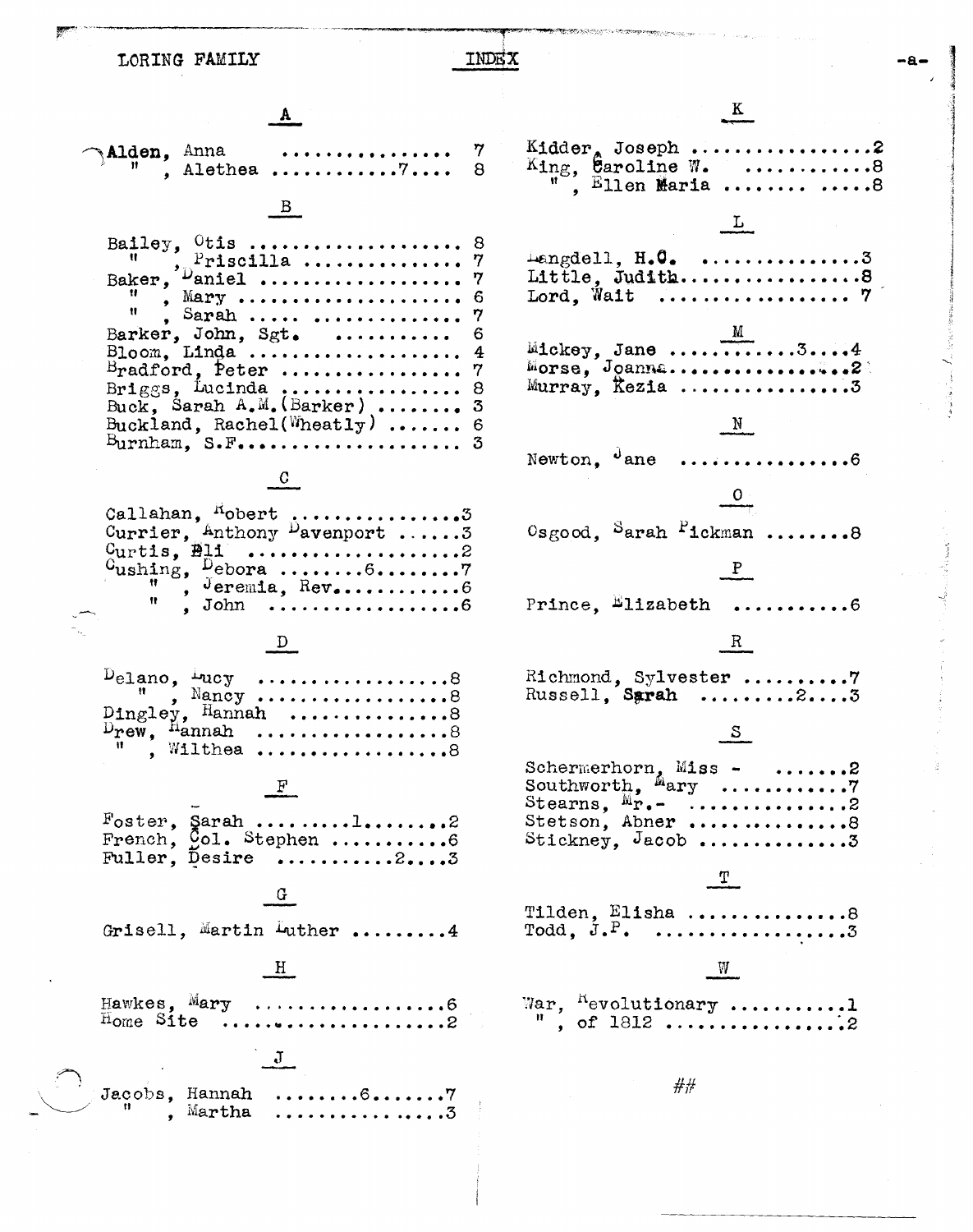# INDEX

## A

Alden, Anna ................ 7
" , Alethea ............7.... 8

## B

Bailey, Otis .................... 8
" , Priscilla .............. 7
Baker, Daniel .................. 7
" , Mary ..................... 6
" , Sarah ..... .............. 7
Barker, John, Sgt. ........... 6
Bloom, Linda .................... 4
Bradford, Peter ................ 7
Briggs, Lucinda ................ 8
Buck, Sarah A.M.(Barker) ........ 3
Buckland, Rachel(Wheatly) ....... 6
Burnham, S.F..................... 3

## C

Callahan, Robert ...............3
Currier, Anthony Davenport ......3
Curtis, Eli ....................2
Cushing, Debora ........6........7
" , Jeremia, Rev............6
" , John ...................6

## D

Delano, Lucy ...................8
" , Nancy ...................8
Dingley, Hannah ...............8
Drew, Hannah ..................8
" , Wilthea ..................8

## F

Foster, Sarah .........1........2
French, Col. Stephen ...........6
Fuller, Desire ...........2....3

## G

Grisell, Martin Luther .........4

## H

Hawkes, Mary ...................6
Home Site ......................2

## J

Jacobs, Hannah ........6.......7
" , Martha ...............3

## K

Kidder, Joseph .................2
King, Caroline W. ............8
" , Ellen Maria ........ .....8

## L

Langdell, H.C. ...............3
Little, Judith.................8
Lord, Wait ................... 7

## M

Mickey, Jane ............3....4
Morse, Joanna..................2
Murray, Kezia .................3

## N

Newton, Jane ...................6

## O

Osgood, Sarah Pickman ........8

## P

Prince, Elizabeth ...........6

## R

Richmond, Sylvester ..........7
Russell, Sarah .........2....3

## S

Schermerhorn, Miss - .......2
Southworth, Mary ...........7
Stearns, Mr.- ...............2
Stetson, Abner ...............8
Stickney, Jacob ..............3

## T

Tilden, Elisha ...............8
Todd, J.P. ...................3

## W

War, Revolutionary ...........1
" , of 1812 .................2

##